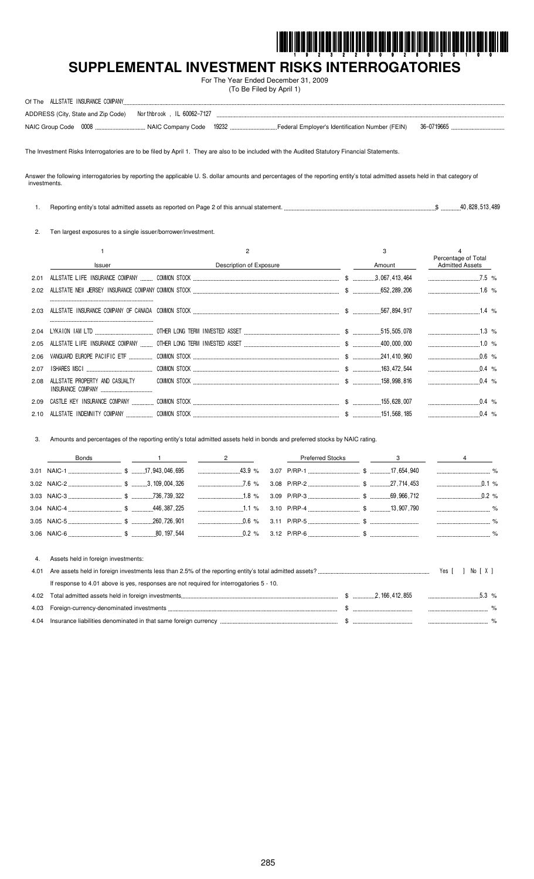# SUPPLEMENTAL INVESTMENT RISKS INTERROGATORIES

For The Year Ended December 31, 2009
(To Be Filed by April 1)

Of The ALLSTATE INSURANCE COMPANY

ADDRESS (City, State and Zip Code) Northbrook , IL 60062-7127

NAIC Group Code 0008 NAIC Company Code 19232 Federal Employer's Identification Number (FEIN) 36-0719665

The Investment Risks Interrogatories are to be filed by April 1. They are also to be included with the Audited Statutory Financial Statements.

Answer the following interrogatories by reporting the applicable U. S. dollar amounts and percentages of the reporting entity's total admitted assets held in that category of investments.

1. Reporting entity's total admitted assets as reported on Page 2 of this annual statement. $ 40,828,513,489

2. Ten largest exposures to a single issuer/borrower/investment.

| | 1 | 2 | 3 | 4 |
|---|---|---|---|---|
| | Issuer | Description of Exposure | Amount | Percentage of Total Admitted Assets |
| 2.01 | ALLSTATE LIFE INSURANCE COMPANY | COMMON STOCK | $ 3,067,413,464 | 7.5 % |
| 2.02 | ALLSTATE NEW JERSEY INSURANCE COMPANY | COMMON STOCK | $ 652,289,206 | 1.6 % |
| 2.03 | ALLSTATE INSURANCE COMPANY OF CANADA | COMMON STOCK | $ 567,894,917 | 1.4 % |
| 2.04 | LYKAION IAM LTD | OTHER LONG TERM INVESTED ASSET | $ 515,505,078 | 1.3 % |
| 2.05 | ALLSTATE LIFE INSURANCE COMPANY | OTHER LONG TERM INVESTED ASSET | $ 400,000,000 | 1.0 % |
| 2.06 | VANGUARD EUROPE PACIFIC ETF | COMMON STOCK | $ 241,410,960 | 0.6 % |
| 2.07 | ISHARES MSCI | COMMON STOCK | $ 163,472,544 | 0.4 % |
| 2.08 | ALLSTATE PROPERTY AND CASUALTY INSURANCE COMPANY | COMMON STOCK | $ 158,998,816 | 0.4 % |
| 2.09 | CASTLE KEY INSURANCE COMPANY | COMMON STOCK | $ 155,628,007 | 0.4 % |
| 2.10 | ALLSTATE INDEMNITY COMPANY | COMMON STOCK | $ 151,568,185 | 0.4 % |

3. Amounts and percentages of the reporting entity's total admitted assets held in bonds and preferred stocks by NAIC rating.

| Bonds | 1 | 2 | Preferred Stocks | 3 | 4 |
|---|---|---|---|---|---|
| 3.01 NAIC-1 | $ 17,943,046,695 | 43.9 % | 3.07 P/RP-1 | $ 17,654,940 | % |
| 3.02 NAIC-2 | $ 3,109,004,326 | 7.6 % | 3.08 P/RP-2 | $ 27,714,453 | 0.1 % |
| 3.03 NAIC-3 | $ 736,739,322 | 1.8 % | 3.09 P/RP-3 | $ 69,966,712 | 0.2 % |
| 3.04 NAIC-4 | $ 446,387,225 | 1.1 % | 3.10 P/RP-4 | $ 13,907,790 | % |
| 3.05 NAIC-5 | $ 260,726,901 | 0.6 % | 3.11 P/RP-5 | $ | % |
| 3.06 NAIC-6 | $ 80,197,544 | 0.2 % | 3.12 P/RP-6 | $ | % |

4. Assets held in foreign investments:

4.01 Are assets held in foreign investments less than 2.5% of the reporting entity's total admitted assets? Yes [ ] No [ X ]

If response to 4.01 above is yes, responses are not required for interrogatories 5 - 10.

| | | | |
|---|---|---|---|
| 4.02 | Total admitted assets held in foreign investments | $ 2,166,412,855 | 5.3 % |
| 4.03 | Foreign-currency-denominated investments | $ | % |
| 4.04 | Insurance liabilities denominated in that same foreign currency | $ | % |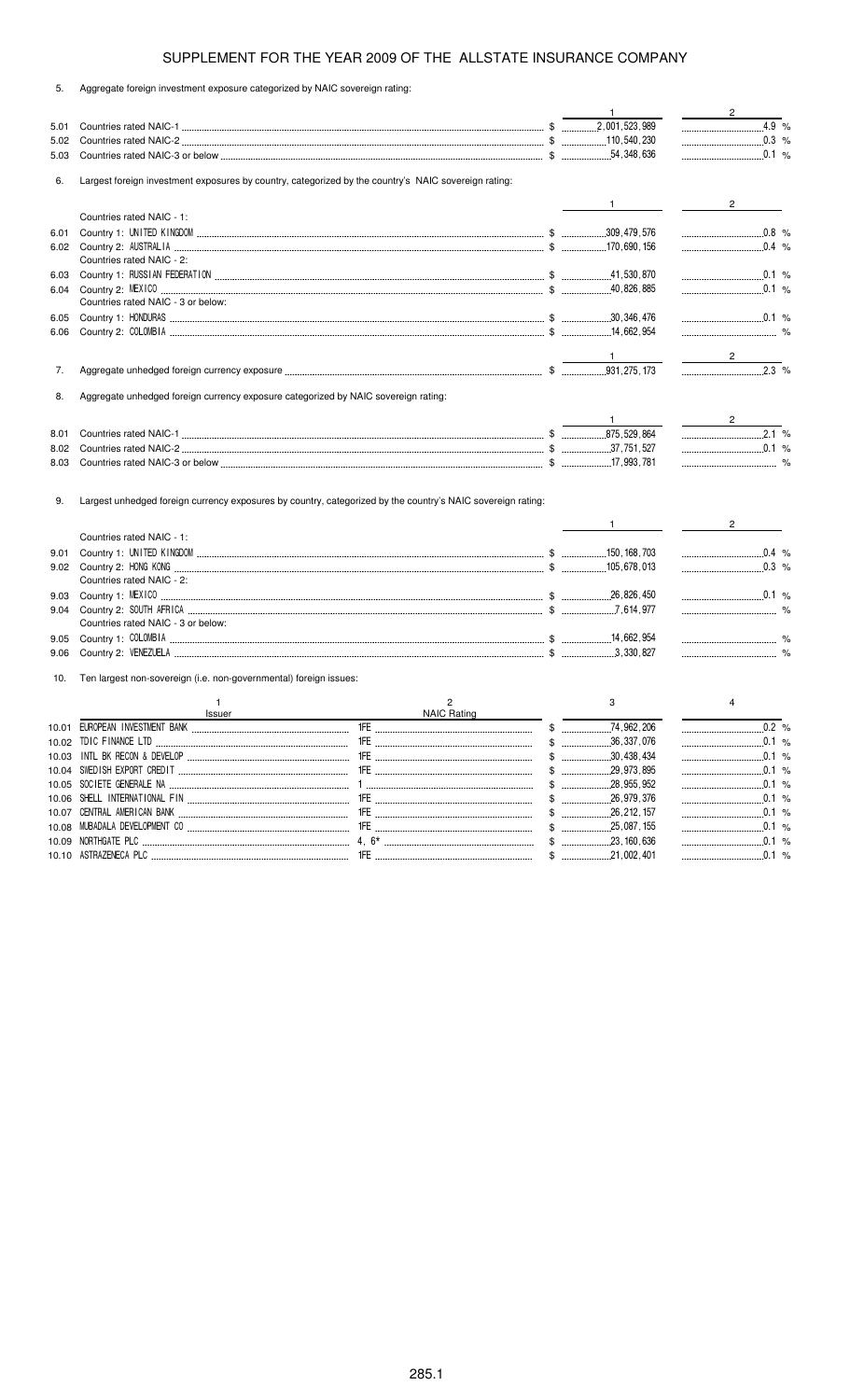## SUPPLEMENT FOR THE YEAR 2009 OF THE ALLSTATE INSURANCE COMPANY

5. Aggregate foreign investment exposure categorized by NAIC sovereign rating:

| | | 1 | 2 |
|---|---|---|---|
| 5.01 | Countries rated NAIC-1 | $ 2,001,523,989 | 4.9 % |
| 5.02 | Countries rated NAIC-2 | $ 110,540,230 | 0.3 % |
| 5.03 | Countries rated NAIC-3 or below | $ 54,348,636 | 0.1 % |

6. Largest foreign investment exposures by country, categorized by the country's NAIC sovereign rating:

| | | 1 | 2 |
|---|---|---|---|
| | Countries rated NAIC - 1: | | |
| 6.01 | Country 1: UNITED KINGDOM | $ 309,479,576 | 0.8 % |
| 6.02 | Country 2: AUSTRALIA | $ 170,690,156 | 0.4 % |
| | Countries rated NAIC - 2: | | |
| 6.03 | Country 1: RUSSIAN FEDERATION | $ 41,530,870 | 0.1 % |
| 6.04 | Country 2: MEXICO | $ 40,826,885 | 0.1 % |
| | Countries rated NAIC - 3 or below: | | |
| 6.05 | Country 1: HONDURAS | $ 30,346,476 | 0.1 % |
| 6.06 | Country 2: COLOMBIA | $ 14,662,954 | % |

| | | 1 | 2 |
|---|---|---|---|
| 7. | Aggregate unhedged foreign currency exposure | $ 931,275,173 | 2.3 % |

8. Aggregate unhedged foreign currency exposure categorized by NAIC sovereign rating:

| | | 1 | 2 |
|---|---|---|---|
| 8.01 | Countries rated NAIC-1 | $ 875,529,864 | 2.1 % |
| 8.02 | Countries rated NAIC-2 | $ 37,751,527 | 0.1 % |
| 8.03 | Countries rated NAIC-3 or below | $ 17,993,781 | % |

9. Largest unhedged foreign currency exposures by country, categorized by the country's NAIC sovereign rating:

| | | 1 | 2 |
|---|---|---|---|
| | Countries rated NAIC - 1: | | |
| 9.01 | Country 1: UNITED KINGDOM | $ 150,168,703 | 0.4 % |
| 9.02 | Country 2: HONG KONG | $ 105,678,013 | 0.3 % |
| | Countries rated NAIC - 2: | | |
| 9.03 | Country 1: MEXICO | $ 26,826,450 | 0.1 % |
| 9.04 | Country 2: SOUTH AFRICA | $ 7,614,977 | % |
| | Countries rated NAIC - 3 or below: | | |
| 9.05 | Country 1: COLOMBIA | $ 14,662,954 | % |
| 9.06 | Country 2: VENEZUELA | $ 3,330,827 | % |

10. Ten largest non-sovereign (i.e. non-governmental) foreign issues:

| | 1<br>Issuer | 2<br>NAIC Rating | 3 | 4 |
|---|---|---|---|---|
| 10.01 | EUROPEAN INVESTMENT BANK | 1FE | $ 74,962,206 | 0.2 % |
| 10.02 | TDIC FINANCE LTD | 1FE | $ 36,337,076 | 0.1 % |
| 10.03 | INTL BK RECON & DEVELOP | 1FE | $ 30,438,434 | 0.1 % |
| 10.04 | SWEDISH EXPORT CREDIT | 1FE | $ 29,973,895 | 0.1 % |
| 10.05 | SOCIETE GENERALE NA | 1 | $ 28,955,952 | 0.1 % |
| 10.06 | SHELL INTERNATIONAL FIN | 1FE | $ 26,979,376 | 0.1 % |
| 10.07 | CENTRAL AMERICAN BANK | 1FE | $ 26,212,157 | 0.1 % |
| 10.08 | MUBADALA DEVELOPMENT CO | 1FE | $ 25,087,155 | 0.1 % |
| 10.09 | NORTHGATE PLC | 4, 6* | $ 23,160,636 | 0.1 % |
| 10.10 | ASTRAZENECA PLC | 1FE | $ 21,002,401 | 0.1 % |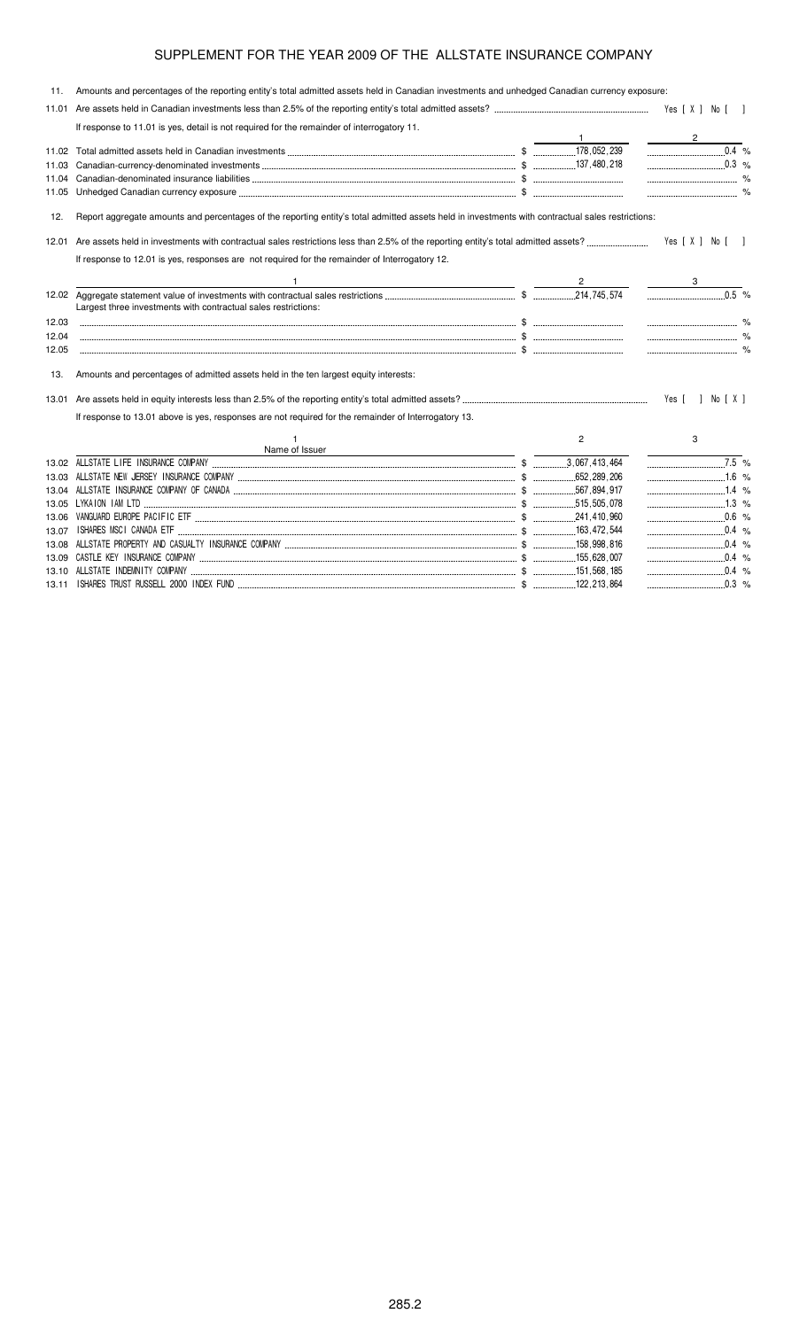# SUPPLEMENT FOR THE YEAR 2009 OF THE ALLSTATE INSURANCE COMPANY

11. Amounts and percentages of the reporting entity's total admitted assets held in Canadian investments and unhedged Canadian currency exposure:

11.01 Are assets held in Canadian investments less than 2.5% of the reporting entity's total admitted assets? Yes [ X ] No [ ]

If response to 11.01 is yes, detail is not required for the remainder of interrogatory 11.

| | | 1 | 2 |
|---|---|---|---|
| 11.02 | Total admitted assets held in Canadian investments | $ 178,052,239 | 0.4 % |
| 11.03 | Canadian-currency-denominated investments | $ 137,480,218 | 0.3 % |
| 11.04 | Canadian-denominated insurance liabilities | $ | % |
| 11.05 | Unhedged Canadian currency exposure | $ | % |

12. Report aggregate amounts and percentages of the reporting entity's total admitted assets held in investments with contractual sales restrictions:

12.01 Are assets held in investments with contractual sales restrictions less than 2.5% of the reporting entity's total admitted assets? Yes [ X ] No [ ]

If response to 12.01 is yes, responses are not required for the remainder of Interrogatory 12.

| | 1 | 2 | 3 |
|---|---|---|---|
| 12.02 | Aggregate statement value of investments with contractual sales restrictions | $ 214,745,574 | 0.5 % |
| | Largest three investments with contractual sales restrictions: | | |
| 12.03 | | $ | % |
| 12.04 | | $ | % |
| 12.05 | | $ | % |

13. Amounts and percentages of admitted assets held in the ten largest equity interests:

13.01 Are assets held in equity interests less than 2.5% of the reporting entity's total admitted assets? Yes [ ] No [ X ]

If response to 13.01 above is yes, responses are not required for the remainder of Interrogatory 13.

| | 1<br>Name of Issuer | 2 | 3 |
|---|---|---|---|
| 13.02 | ALLSTATE LIFE INSURANCE COMPANY | $ 3,067,413,464 | 7.5 % |
| 13.03 | ALLSTATE NEW JERSEY INSURANCE COMPANY | $ 652,289,206 | 1.6 % |
| 13.04 | ALLSTATE INSURANCE COMPANY OF CANADA | $ 567,894,917 | 1.4 % |
| 13.05 | LYKAION IAM LTD | $ 515,505,078 | 1.3 % |
| 13.06 | VANGUARD EUROPE PACIFIC ETF | $ 241,410,960 | 0.6 % |
| 13.07 | ISHARES MSCI CANADA ETF | $ 163,472,544 | 0.4 % |
| 13.08 | ALLSTATE PROPERTY AND CASUALTY INSURANCE COMPANY | $ 158,998,816 | 0.4 % |
| 13.09 | CASTLE KEY INSURANCE COMPANY | $ 155,628,007 | 0.4 % |
| 13.10 | ALLSTATE INDEMNITY COMPANY | $ 151,568,185 | 0.4 % |
| 13.11 | ISHARES TRUST RUSSELL 2000 INDEX FUND | $ 122,213,864 | 0.3 % |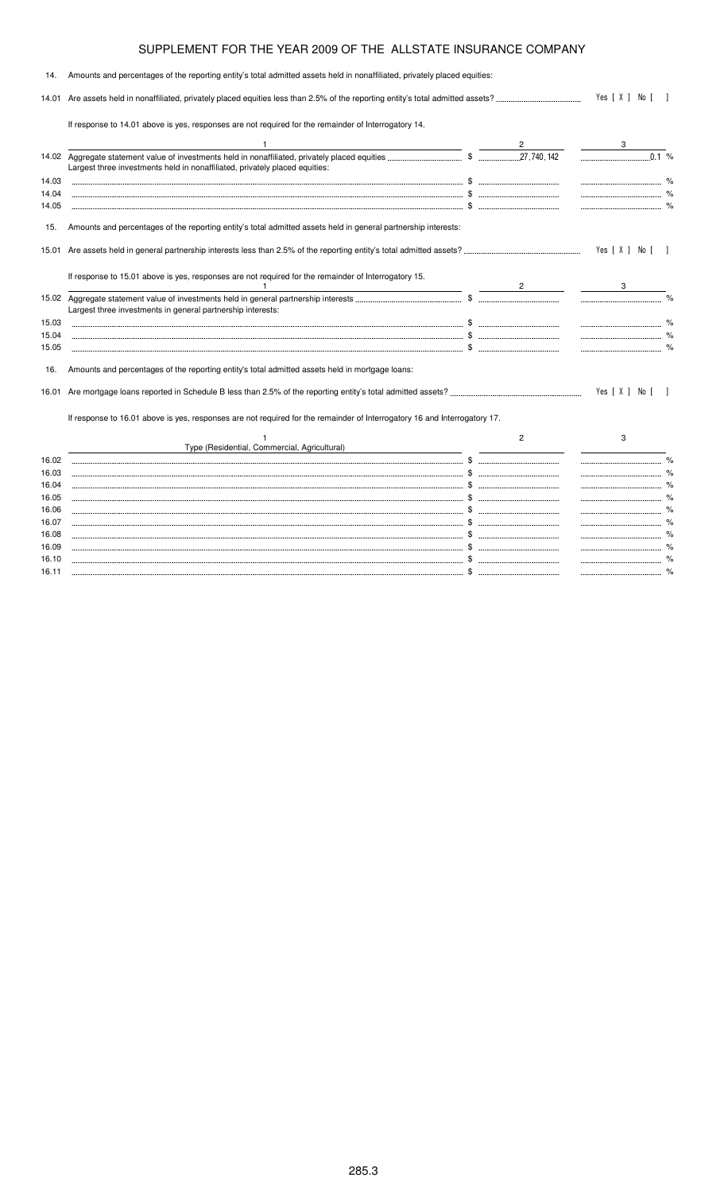## SUPPLEMENT FOR THE YEAR 2009 OF THE ALLSTATE INSURANCE COMPANY

14. Amounts and percentages of the reporting entity's total admitted assets held in nonaffiliated, privately placed equities:

14.01 Are assets held in nonaffiliated, privately placed equities less than 2.5% of the reporting entity's total admitted assets? Yes [ X ] No [ ]

If response to 14.01 above is yes, responses are not required for the remainder of Interrogatory 14.

| | 1 | 2 | 3 |
|---|---|---|---|
| 14.02 | Aggregate statement value of investments held in nonaffiliated, privately placed equities | $ 27,740,142 | 0.1 % |
| | Largest three investments held in nonaffiliated, privately placed equities: | | |
| 14.03 | | $ | % |
| 14.04 | | $ | % |
| 14.05 | | $ | % |

15. Amounts and percentages of the reporting entity's total admitted assets held in general partnership interests:

15.01 Are assets held in general partnership interests less than 2.5% of the reporting entity's total admitted assets? Yes [ X ] No [ ]

If response to 15.01 above is yes, responses are not required for the remainder of Interrogatory 15.

| | 1 | 2 | 3 |
|---|---|---|---|
| 15.02 | Aggregate statement value of investments held in general partnership interests | $ | % |
| | Largest three investments in general partnership interests: | | |
| 15.03 | | $ | % |
| 15.04 | | $ | % |
| 15.05 | | $ | % |

16. Amounts and percentages of the reporting entity's total admitted assets held in mortgage loans:

16.01 Are mortgage loans reported in Schedule B less than 2.5% of the reporting entity's total admitted assets? Yes [ X ] No [ ]

If response to 16.01 above is yes, responses are not required for the remainder of Interrogatory 16 and Interrogatory 17.

| | 1<br>Type (Residential, Commercial, Agricultural) | 2 | 3 |
|---|---|---|---|
| 16.02 | | $ | % |
| 16.03 | | $ | % |
| 16.04 | | $ | % |
| 16.05 | | $ | % |
| 16.06 | | $ | % |
| 16.07 | | $ | % |
| 16.08 | | $ | % |
| 16.09 | | $ | % |
| 16.10 | | $ | % |
| 16.11 | | $ | % |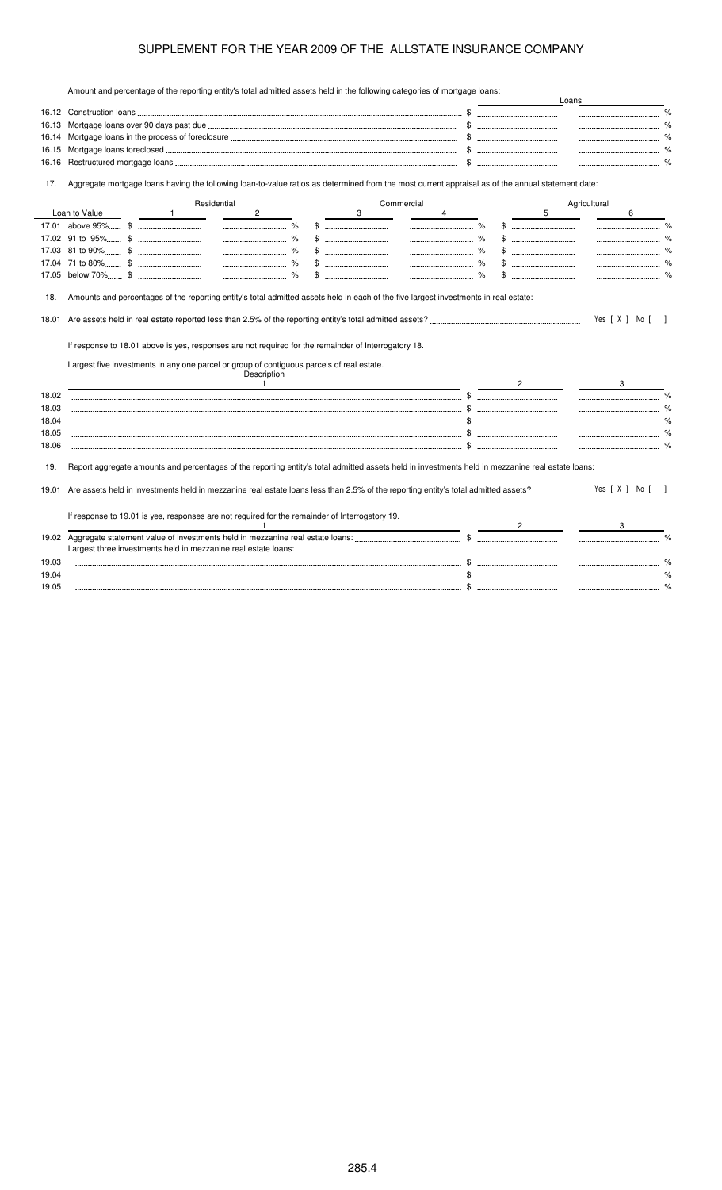# SUPPLEMENT FOR THE YEAR 2009 OF THE ALLSTATE INSURANCE COMPANY

Amount and percentage of the reporting entity's total admitted assets held in the following categories of mortgage loans:

| | | Loans | |
|---|---|---|---|
| 16.12 | Construction loans | $ | % |
| 16.13 | Mortgage loans over 90 days past due | $ | % |
| 16.14 | Mortgage loans in the process of foreclosure | $ | % |
| 16.15 | Mortgage loans foreclosed | $ | % |
| 16.16 | Restructured mortgage loans | $ | % |

17. Aggregate mortgage loans having the following loan-to-value ratios as determined from the most current appraisal as of the annual statement date:

| | Residential | | Commercial | | Agricultural | |
|---|---|---|---|---|---|---|
| Loan to Value | 1 | 2 | 3 | 4 | 5 | 6 |
| 17.01 above 95% | $ | % | $ | % | $ | % |
| 17.02 91 to 95% | $ | % | $ | % | $ | % |
| 17.03 81 to 90% | $ | % | $ | % | $ | % |
| 17.04 71 to 80% | $ | % | $ | % | $ | % |
| 17.05 below 70% | $ | % | $ | % | $ | % |

18. Amounts and percentages of the reporting entity's total admitted assets held in each of the five largest investments in real estate:

18.01 Are assets held in real estate reported less than 2.5% of the reporting entity's total admitted assets? Yes [ X ] No [ ]

If response to 18.01 above is yes, responses are not required for the remainder of Interrogatory 18.

Largest five investments in any one parcel or group of contiguous parcels of real estate.

| | Description 1 | 2 | 3 |
|---|---|---|---|
| 18.02 | | $ | % |
| 18.03 | | $ | % |
| 18.04 | | $ | % |
| 18.05 | | $ | % |
| 18.06 | | $ | % |

19. Report aggregate amounts and percentages of the reporting entity's total admitted assets held in investments held in mezzanine real estate loans:

19.01 Are assets held in investments held in mezzanine real estate loans less than 2.5% of the reporting entity's total admitted assets? Yes [ X ] No [ ]

If response to 19.01 is yes, responses are not required for the remainder of Interrogatory 19.

| | 1 | 2 | 3 |
|---|---|---|---|
| 19.02 | Aggregate statement value of investments held in mezzanine real estate loans: | $ | % |
| | Largest three investments held in mezzanine real estate loans: | | |
| 19.03 | | $ | % |
| 19.04 | | $ | % |
| 19.05 | | $ | % |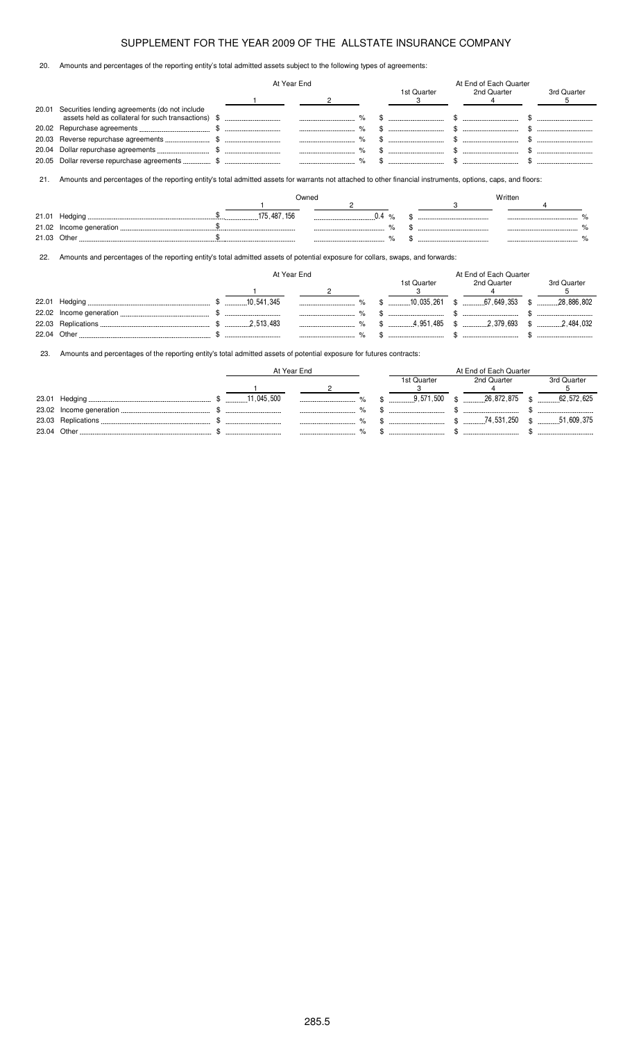# SUPPLEMENT FOR THE YEAR 2009 OF THE ALLSTATE INSURANCE COMPANY

20. Amounts and percentages of the reporting entity's total admitted assets subject to the following types of agreements:

| | At Year End | | At End of Each Quarter | | |
|---|---|---|---|---|---|
| | | | 1st Quarter | 2nd Quarter | 3rd Quarter |
| | 1 | 2 | 3 | 4 | 5 |
| 20.01 Securities lending agreements (do not include assets held as collateral for such transactions) | $ | % | $ | $ | $ |
| 20.02 Repurchase agreements | $ | % | $ | $ | $ |
| 20.03 Reverse repurchase agreements | $ | % | $ | $ | $ |
| 20.04 Dollar repurchase agreements | $ | % | $ | $ | $ |
| 20.05 Dollar reverse repurchase agreements | $ | % | $ | $ | $ |

21. Amounts and percentages of the reporting entity's total admitted assets for warrants not attached to other financial instruments, options, caps, and floors:

| | Owned | | Written | |
|---|---|---|---|---|
| | 1 | 2 | 3 | 4 |
| 21.01 Hedging | $ 175,487,156 | 0.4 % | $ | % |
| 21.02 Income generation | $ | % | $ | % |
| 21.03 Other | $ | % | $ | % |

22. Amounts and percentages of the reporting entity's total admitted assets of potential exposure for collars, swaps, and forwards:

| | At Year End | | At End of Each Quarter | | |
|---|---|---|---|---|---|
| | | | 1st Quarter | 2nd Quarter | 3rd Quarter |
| | 1 | 2 | 3 | 4 | 5 |
| 22.01 Hedging | $ 10,541,345 | % | $ 10,035,261 | $ 67,649,353 | $ 28,886,802 |
| 22.02 Income generation | $ | % | $ | $ | $ |
| 22.03 Replications | $ 2,513,483 | % | $ 4,951,485 | $ 2,379,693 | $ 2,484,032 |
| 22.04 Other | $ | % | $ | $ | $ |

23. Amounts and percentages of the reporting entity's total admitted assets of potential exposure for futures contracts:

| | At Year End | | At End of Each Quarter | | |
|---|---|---|---|---|---|
| | | | 1st Quarter | 2nd Quarter | 3rd Quarter |
| | 1 | 2 | 3 | 4 | 5 |
| 23.01 Hedging | $ 11,045,500 | % | $ 9,571,500 | $ 26,872,875 | $ 62,572,625 |
| 23.02 Income generation | $ | % | $ | $ | $ |
| 23.03 Replications | $ | % | $ | $ 74,531,250 | $ 51,609,375 |
| 23.04 Other | $ | % | $ | $ | $ |